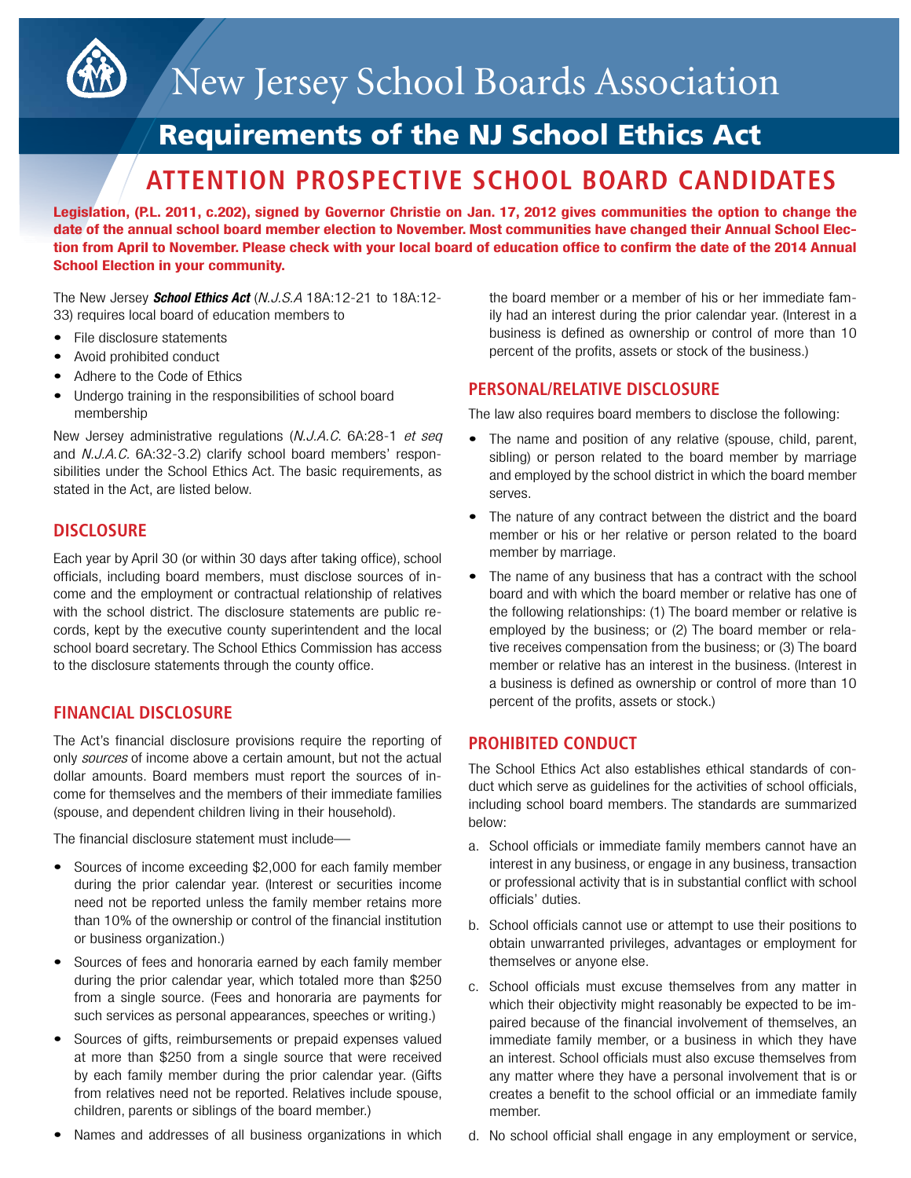# New Jersey School Boards Association

## Requirements of the NJ School Ethics Act

## ATTENTION PROSPECTIVE SCHOOL BOARD CANDIDATES

**Legislation, (P.L. 2011, c.202), signed by Governor Christie on Jan. 17, 2012 gives communities the option to change the date of the annual school board member election to November. Most communities have changed their Annual School Election from April to November. Please check with your local board of education office to confirm the date of the 2014 Annual School Election in your community.**

The New Jersey ***School Ethics Act*** (*N.J.S.A* 18A:12-21 to 18A:12-33) requires local board of education members to

- File disclosure statements
- Avoid prohibited conduct
- Adhere to the Code of Ethics
- Undergo training in the responsibilities of school board membership

New Jersey administrative regulations (*N.J.A.C.* 6A:28-1 *et seq* and *N.J.A.C.* 6A:32-3.2) clarify school board members' responsibilities under the School Ethics Act. The basic requirements, as stated in the Act, are listed below.

### DISCLOSURE

Each year by April 30 (or within 30 days after taking office), school officials, including board members, must disclose sources of income and the employment or contractual relationship of relatives with the school district. The disclosure statements are public records, kept by the executive county superintendent and the local school board secretary. The School Ethics Commission has access to the disclosure statements through the county office.

### FINANCIAL DISCLOSURE

The Act's financial disclosure provisions require the reporting of only *sources* of income above a certain amount, but not the actual dollar amounts. Board members must report the sources of income for themselves and the members of their immediate families (spouse, and dependent children living in their household).

The financial disclosure statement must include—

- Sources of income exceeding $2,000 for each family member during the prior calendar year. (Interest or securities income need not be reported unless the family member retains more than 10% of the ownership or control of the financial institution or business organization.)
- Sources of fees and honoraria earned by each family member during the prior calendar year, which totaled more than $250 from a single source. (Fees and honoraria are payments for such services as personal appearances, speeches or writing.)
- Sources of gifts, reimbursements or prepaid expenses valued at more than $250 from a single source that were received by each family member during the prior calendar year. (Gifts from relatives need not be reported. Relatives include spouse, children, parents or siblings of the board member.)
- Names and addresses of all business organizations in which the board member or a member of his or her immediate family had an interest during the prior calendar year. (Interest in a business is defined as ownership or control of more than 10 percent of the profits, assets or stock of the business.)

### PERSONAL/RELATIVE DISCLOSURE

The law also requires board members to disclose the following:

- The name and position of any relative (spouse, child, parent, sibling) or person related to the board member by marriage and employed by the school district in which the board member serves.
- The nature of any contract between the district and the board member or his or her relative or person related to the board member by marriage.
- The name of any business that has a contract with the school board and with which the board member or relative has one of the following relationships: (1) The board member or relative is employed by the business; or (2) The board member or relative receives compensation from the business; or (3) The board member or relative has an interest in the business. (Interest in a business is defined as ownership or control of more than 10 percent of the profits, assets or stock.)

### PROHIBITED CONDUCT

The School Ethics Act also establishes ethical standards of conduct which serve as guidelines for the activities of school officials, including school board members. The standards are summarized below:

a. School officials or immediate family members cannot have an interest in any business, or engage in any business, transaction or professional activity that is in substantial conflict with school officials' duties.

b. School officials cannot use or attempt to use their positions to obtain unwarranted privileges, advantages or employment for themselves or anyone else.

c. School officials must excuse themselves from any matter in which their objectivity might reasonably be expected to be impaired because of the financial involvement of themselves, an immediate family member, or a business in which they have an interest. School officials must also excuse themselves from any matter where they have a personal involvement that is or creates a benefit to the school official or an immediate family member.

d. No school official shall engage in any employment or service,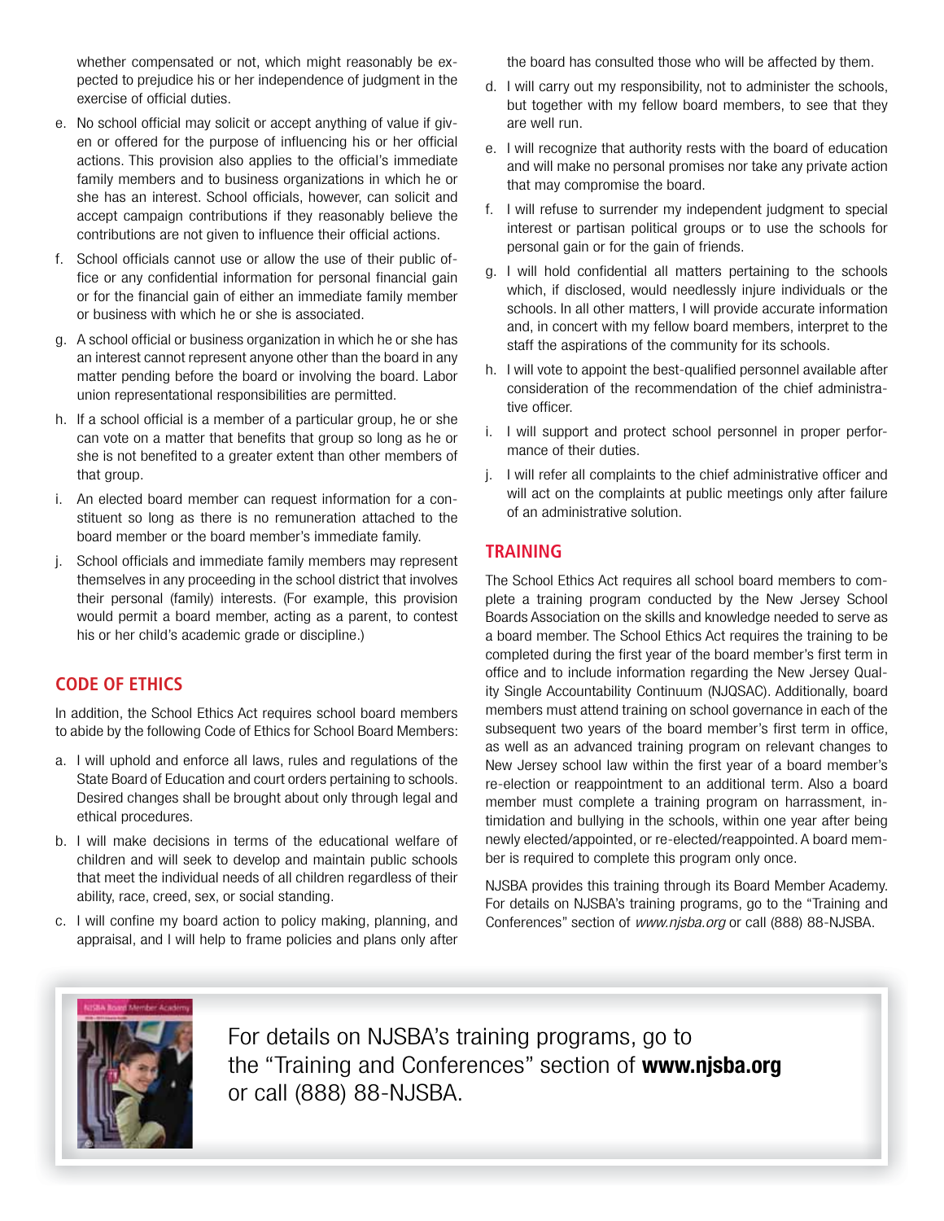whether compensated or not, which might reasonably be expected to prejudice his or her independence of judgment in the exercise of official duties.

e. No school official may solicit or accept anything of value if given or offered for the purpose of influencing his or her official actions. This provision also applies to the official's immediate family members and to business organizations in which he or she has an interest. School officials, however, can solicit and accept campaign contributions if they reasonably believe the contributions are not given to influence their official actions.

f. School officials cannot use or allow the use of their public office or any confidential information for personal financial gain or for the financial gain of either an immediate family member or business with which he or she is associated.

g. A school official or business organization in which he or she has an interest cannot represent anyone other than the board in any matter pending before the board or involving the board. Labor union representational responsibilities are permitted.

h. If a school official is a member of a particular group, he or she can vote on a matter that benefits that group so long as he or she is not benefited to a greater extent than other members of that group.

i. An elected board member can request information for a constituent so long as there is no remuneration attached to the board member or the board member's immediate family.

j. School officials and immediate family members may represent themselves in any proceeding in the school district that involves their personal (family) interests. (For example, this provision would permit a board member, acting as a parent, to contest his or her child's academic grade or discipline.)

## CODE OF ETHICS

In addition, the School Ethics Act requires school board members to abide by the following Code of Ethics for School Board Members:

a. I will uphold and enforce all laws, rules and regulations of the State Board of Education and court orders pertaining to schools. Desired changes shall be brought about only through legal and ethical procedures.

b. I will make decisions in terms of the educational welfare of children and will seek to develop and maintain public schools that meet the individual needs of all children regardless of their ability, race, creed, sex, or social standing.

c. I will confine my board action to policy making, planning, and appraisal, and I will help to frame policies and plans only after the board has consulted those who will be affected by them.

d. I will carry out my responsibility, not to administer the schools, but together with my fellow board members, to see that they are well run.

e. I will recognize that authority rests with the board of education and will make no personal promises nor take any private action that may compromise the board.

f. I will refuse to surrender my independent judgment to special interest or partisan political groups or to use the schools for personal gain or for the gain of friends.

g. I will hold confidential all matters pertaining to the schools which, if disclosed, would needlessly injure individuals or the schools. In all other matters, I will provide accurate information and, in concert with my fellow board members, interpret to the staff the aspirations of the community for its schools.

h. I will vote to appoint the best-qualified personnel available after consideration of the recommendation of the chief administrative officer.

i. I will support and protect school personnel in proper performance of their duties.

j. I will refer all complaints to the chief administrative officer and will act on the complaints at public meetings only after failure of an administrative solution.

## TRAINING

The School Ethics Act requires all school board members to complete a training program conducted by the New Jersey School Boards Association on the skills and knowledge needed to serve as a board member. The School Ethics Act requires the training to be completed during the first year of the board member's first term in office and to include information regarding the New Jersey Quality Single Accountability Continuum (NJQSAC). Additionally, board members must attend training on school governance in each of the subsequent two years of the board member's first term in office, as well as an advanced training program on relevant changes to New Jersey school law within the first year of a board member's re-election or reappointment to an additional term. Also a board member must complete a training program on harrassment, intimidation and bullying in the schools, within one year after being newly elected/appointed, or re-elected/reappointed. A board member is required to complete this program only once.

NJSBA provides this training through its Board Member Academy. For details on NJSBA's training programs, go to the "Training and Conferences" section of *www.njsba.org* or call (888) 88-NJSBA.

For details on NJSBA's training programs, go to the "Training and Conferences" section of **www.njsba.org** or call (888) 88-NJSBA.